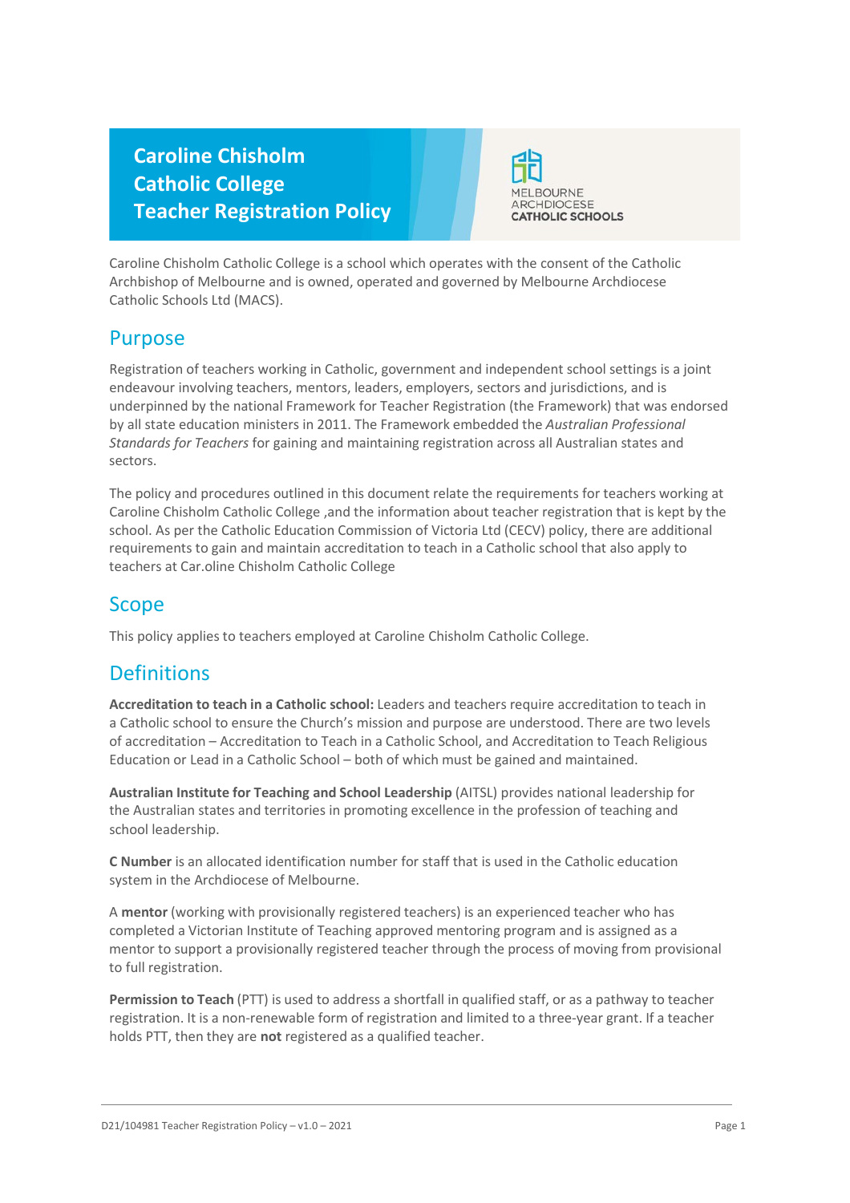# Caroline Chisholm Catholic College Teacher Registration Policy

MELBOURNE ARCHDIOCESE CATHOLIC SCHOOLS

Caroline Chisholm Catholic College is a school which operates with the consent of the Catholic Archbishop of Melbourne and is owned, operated and governed by Melbourne Archdiocese Catholic Schools Ltd (MACS).

## Purpose

Registration of teachers working in Catholic, government and independent school settings is a joint endeavour involving teachers, mentors, leaders, employers, sectors and jurisdictions, and is underpinned by the national Framework for Teacher Registration (the Framework) that was endorsed by all state education ministers in 2011. The Framework embedded the *Australian Professional Standards for Teachers* for gaining and maintaining registration across all Australian states and sectors.

The policy and procedures outlined in this document relate the requirements for teachers working at Caroline Chisholm Catholic College ,and the information about teacher registration that is kept by the school. As per the Catholic Education Commission of Victoria Ltd (CECV) policy, there are additional requirements to gain and maintain accreditation to teach in a Catholic school that also apply to teachers at Car.oline Chisholm Catholic College

## Scope

This policy applies to teachers employed at Caroline Chisholm Catholic College.

## Definitions

**Accreditation to teach in a Catholic school:** Leaders and teachers require accreditation to teach in a Catholic school to ensure the Church's mission and purpose are understood. There are two levels of accreditation – Accreditation to Teach in a Catholic School, and Accreditation to Teach Religious Education or Lead in a Catholic School – both of which must be gained and maintained.

**Australian Institute for Teaching and School Leadership** (AITSL) provides national leadership for the Australian states and territories in promoting excellence in the profession of teaching and school leadership.

**C Number** is an allocated identification number for staff that is used in the Catholic education system in the Archdiocese of Melbourne.

A **mentor** (working with provisionally registered teachers) is an experienced teacher who has completed a Victorian Institute of Teaching approved mentoring program and is assigned as a mentor to support a provisionally registered teacher through the process of moving from provisional to full registration.

**Permission to Teach** (PTT) is used to address a shortfall in qualified staff, or as a pathway to teacher registration. It is a non-renewable form of registration and limited to a three-year grant. If a teacher holds PTT, then they are **not** registered as a qualified teacher.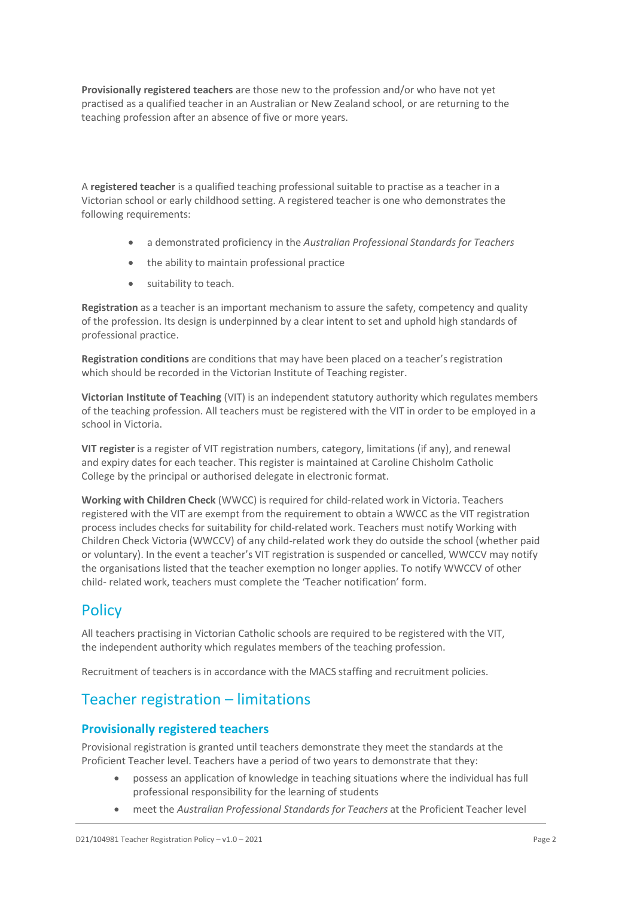**Provisionally registered teachers** are those new to the profession and/or who have not yet practised as a qualified teacher in an Australian or New Zealand school, or are returning to the teaching profession after an absence of five or more years.

A **registered teacher** is a qualified teaching professional suitable to practise as a teacher in a Victorian school or early childhood setting. A registered teacher is one who demonstrates the following requirements:

- a demonstrated proficiency in the *Australian Professional Standards for Teachers*
- the ability to maintain professional practice
- suitability to teach.

**Registration** as a teacher is an important mechanism to assure the safety, competency and quality of the profession. Its design is underpinned by a clear intent to set and uphold high standards of professional practice.

**Registration conditions** are conditions that may have been placed on a teacher's registration which should be recorded in the Victorian Institute of Teaching register.

**Victorian Institute of Teaching** (VIT) is an independent statutory authority which regulates members of the teaching profession. All teachers must be registered with the VIT in order to be employed in a school in Victoria.

**VIT register** is a register of VIT registration numbers, category, limitations (if any), and renewal and expiry dates for each teacher. This register is maintained at Caroline Chisholm Catholic College by the principal or authorised delegate in electronic format.

**Working with Children Check** (WWCC) is required for child-related work in Victoria. Teachers registered with the VIT are exempt from the requirement to obtain a WWCC as the VIT registration process includes checks for suitability for child-related work. Teachers must notify Working with Children Check Victoria (WWCCV) of any child-related work they do outside the school (whether paid or voluntary). In the event a teacher's VIT registration is suspended or cancelled, WWCCV may notify the organisations listed that the teacher exemption no longer applies. To notify WWCCV of other child- related work, teachers must complete the 'Teacher notification' form.

## Policy

All teachers practising in Victorian Catholic schools are required to be registered with the VIT, the independent authority which regulates members of the teaching profession.

Recruitment of teachers is in accordance with the MACS staffing and recruitment policies.

## Teacher registration – limitations

### Provisionally registered teachers

Provisional registration is granted until teachers demonstrate they meet the standards at the Proficient Teacher level. Teachers have a period of two years to demonstrate that they:

- possess an application of knowledge in teaching situations where the individual has full professional responsibility for the learning of students
- meet the *Australian Professional Standards for Teachers* at the Proficient Teacher level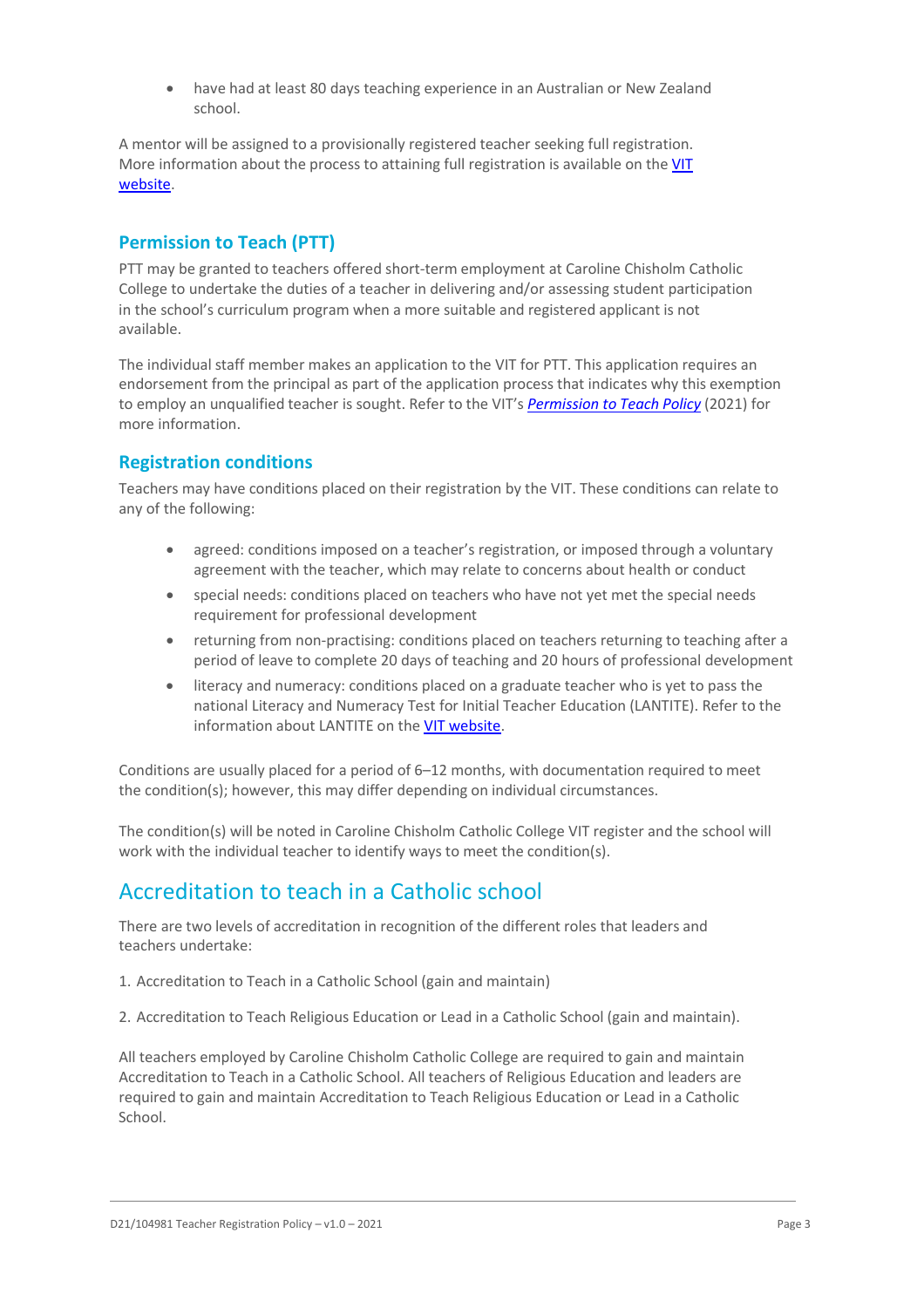- have had at least 80 days teaching experience in an Australian or New Zealand school.

A mentor will be assigned to a provisionally registered teacher seeking full registration. More information about the process to attaining full registration is available on the VIT website.

### Permission to Teach (PTT)

PTT may be granted to teachers offered short-term employment at Caroline Chisholm Catholic College to undertake the duties of a teacher in delivering and/or assessing student participation in the school's curriculum program when a more suitable and registered applicant is not available.

The individual staff member makes an application to the VIT for PTT. This application requires an endorsement from the principal as part of the application process that indicates why this exemption to employ an unqualified teacher is sought. Refer to the VIT's *Permission to Teach Policy* (2021) for more information.

### Registration conditions

Teachers may have conditions placed on their registration by the VIT. These conditions can relate to any of the following:

- agreed: conditions imposed on a teacher's registration, or imposed through a voluntary agreement with the teacher, which may relate to concerns about health or conduct
- special needs: conditions placed on teachers who have not yet met the special needs requirement for professional development
- returning from non-practising: conditions placed on teachers returning to teaching after a period of leave to complete 20 days of teaching and 20 hours of professional development
- literacy and numeracy: conditions placed on a graduate teacher who is yet to pass the national Literacy and Numeracy Test for Initial Teacher Education (LANTITE). Refer to the information about LANTITE on the VIT website.

Conditions are usually placed for a period of 6–12 months, with documentation required to meet the condition(s); however, this may differ depending on individual circumstances.

The condition(s) will be noted in Caroline Chisholm Catholic College VIT register and the school will work with the individual teacher to identify ways to meet the condition(s).

## Accreditation to teach in a Catholic school

There are two levels of accreditation in recognition of the different roles that leaders and teachers undertake:

1. Accreditation to Teach in a Catholic School (gain and maintain)

2. Accreditation to Teach Religious Education or Lead in a Catholic School (gain and maintain).

All teachers employed by Caroline Chisholm Catholic College are required to gain and maintain Accreditation to Teach in a Catholic School. All teachers of Religious Education and leaders are required to gain and maintain Accreditation to Teach Religious Education or Lead in a Catholic School.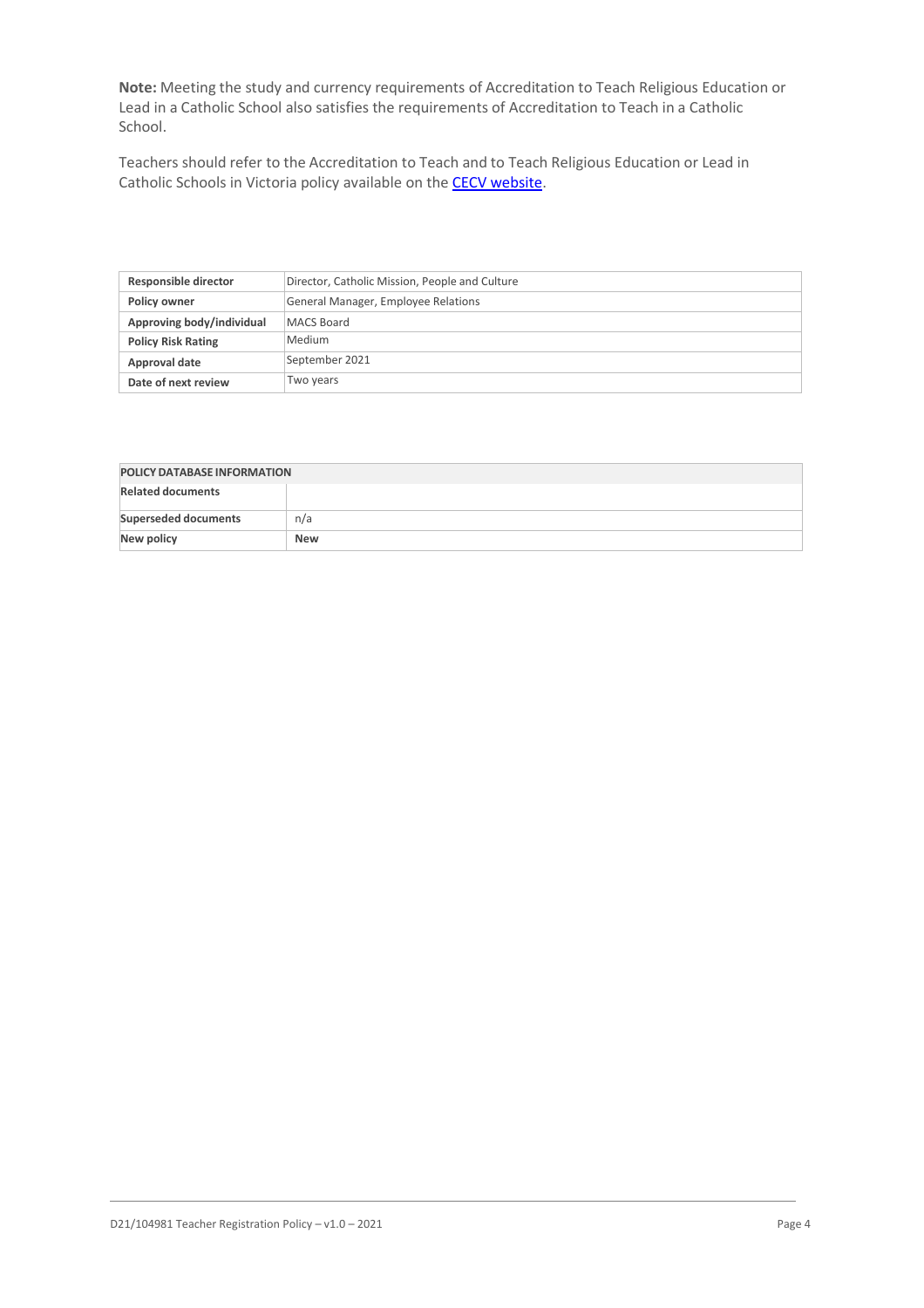**Note:** Meeting the study and currency requirements of Accreditation to Teach Religious Education or Lead in a Catholic School also satisfies the requirements of Accreditation to Teach in a Catholic School.

Teachers should refer to the Accreditation to Teach and to Teach Religious Education or Lead in Catholic Schools in Victoria policy available on the CECV website.

| | |
|---|---|
| **Responsible director** | Director, Catholic Mission, People and Culture |
| **Policy owner** | General Manager, Employee Relations |
| **Approving body/individual** | MACS Board |
| **Policy Risk Rating** | Medium |
| **Approval date** | September 2021 |
| **Date of next review** | Two years |

| **POLICY DATABASE INFORMATION** | |
|---|---|
| **Related documents** | |
| **Superseded documents** | n/a |
| **New policy** | **New** |

D21/104981 Teacher Registration Policy – v1.0 – 2021